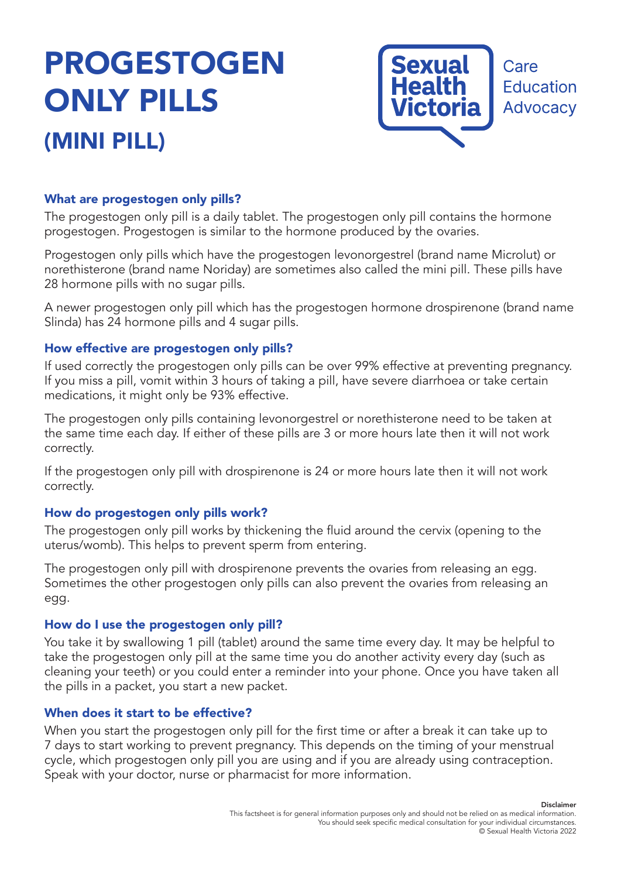# PROGESTOGEN ONLY PILLS

## (MINI PILL)

Sexual Health Victoria — Care Education Advocacy

### What are progestogen only pills?

The progestogen only pill is a daily tablet. The progestogen only pill contains the hormone progestogen. Progestogen is similar to the hormone produced by the ovaries.

Progestogen only pills which have the progestogen levonorgestrel (brand name Microlut) or norethisterone (brand name Noriday) are sometimes also called the mini pill. These pills have 28 hormone pills with no sugar pills.

A newer progestogen only pill which has the progestogen hormone drospirenone (brand name Slinda) has 24 hormone pills and 4 sugar pills.

### How effective are progestogen only pills?

If used correctly the progestogen only pills can be over 99% effective at preventing pregnancy. If you miss a pill, vomit within 3 hours of taking a pill, have severe diarrhoea or take certain medications, it might only be 93% effective.

The progestogen only pills containing levonorgestrel or norethisterone need to be taken at the same time each day. If either of these pills are 3 or more hours late then it will not work correctly.

If the progestogen only pill with drospirenone is 24 or more hours late then it will not work correctly.

### How do progestogen only pills work?

The progestogen only pill works by thickening the fluid around the cervix (opening to the uterus/womb). This helps to prevent sperm from entering.

The progestogen only pill with drospirenone prevents the ovaries from releasing an egg. Sometimes the other progestogen only pills can also prevent the ovaries from releasing an egg.

### How do I use the progestogen only pill?

You take it by swallowing 1 pill (tablet) around the same time every day. It may be helpful to take the progestogen only pill at the same time you do another activity every day (such as cleaning your teeth) or you could enter a reminder into your phone. Once you have taken all the pills in a packet, you start a new packet.

### When does it start to be effective?

When you start the progestogen only pill for the first time or after a break it can take up to 7 days to start working to prevent pregnancy. This depends on the timing of your menstrual cycle, which progestogen only pill you are using and if you are already using contraception. Speak with your doctor, nurse or pharmacist for more information.

**Disclaimer**
This factsheet is for general information purposes only and should not be relied on as medical information.
You should seek specific medical consultation for your individual circumstances.
© Sexual Health Victoria 2022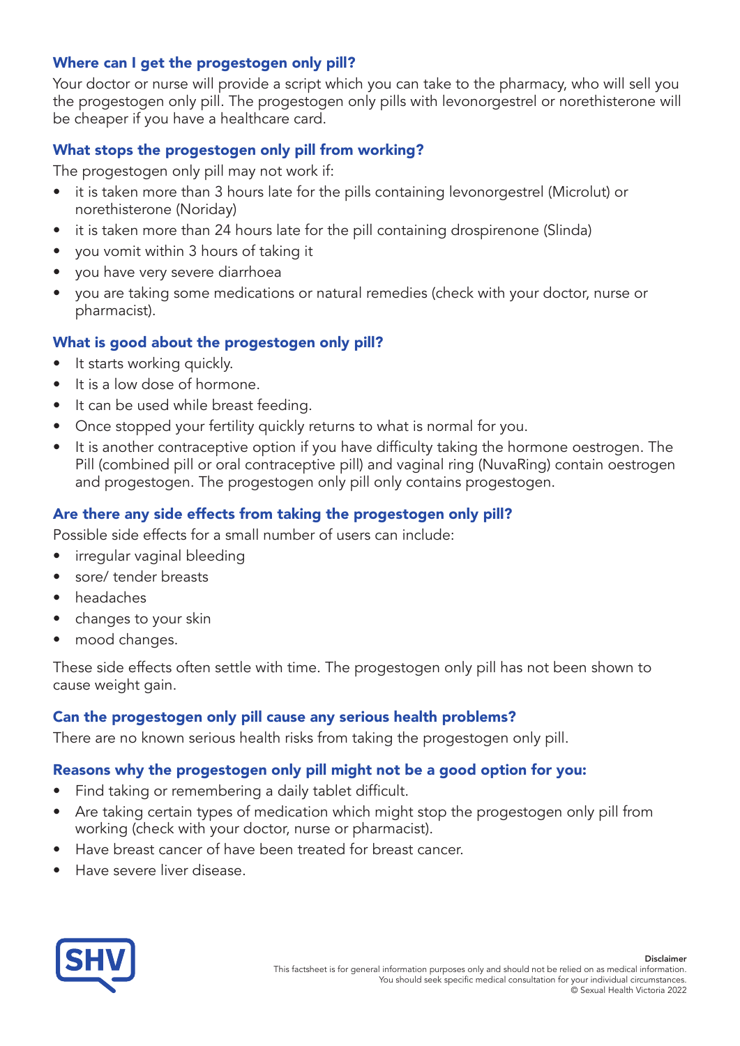## Where can I get the progestogen only pill?

Your doctor or nurse will provide a script which you can take to the pharmacy, who will sell you the progestogen only pill. The progestogen only pills with levonorgestrel or norethisterone will be cheaper if you have a healthcare card.

## What stops the progestogen only pill from working?

The progestogen only pill may not work if:

- it is taken more than 3 hours late for the pills containing levonorgestrel (Microlut) or norethisterone (Noriday)
- it is taken more than 24 hours late for the pill containing drospirenone (Slinda)
- you vomit within 3 hours of taking it
- you have very severe diarrhoea
- you are taking some medications or natural remedies (check with your doctor, nurse or pharmacist).

## What is good about the progestogen only pill?

- It starts working quickly.
- It is a low dose of hormone.
- It can be used while breast feeding.
- Once stopped your fertility quickly returns to what is normal for you.
- It is another contraceptive option if you have difficulty taking the hormone oestrogen. The Pill (combined pill or oral contraceptive pill) and vaginal ring (NuvaRing) contain oestrogen and progestogen. The progestogen only pill only contains progestogen.

## Are there any side effects from taking the progestogen only pill?

Possible side effects for a small number of users can include:

- irregular vaginal bleeding
- sore/ tender breasts
- headaches
- changes to your skin
- mood changes.

These side effects often settle with time. The progestogen only pill has not been shown to cause weight gain.

## Can the progestogen only pill cause any serious health problems?

There are no known serious health risks from taking the progestogen only pill.

## Reasons why the progestogen only pill might not be a good option for you:

- Find taking or remembering a daily tablet difficult.
- Are taking certain types of medication which might stop the progestogen only pill from working (check with your doctor, nurse or pharmacist).
- Have breast cancer of have been treated for breast cancer.
- Have severe liver disease.

SHV

**Disclaimer**
This factsheet is for general information purposes only and should not be relied on as medical information.
You should seek specific medical consultation for your individual circumstances.
© Sexual Health Victoria 2022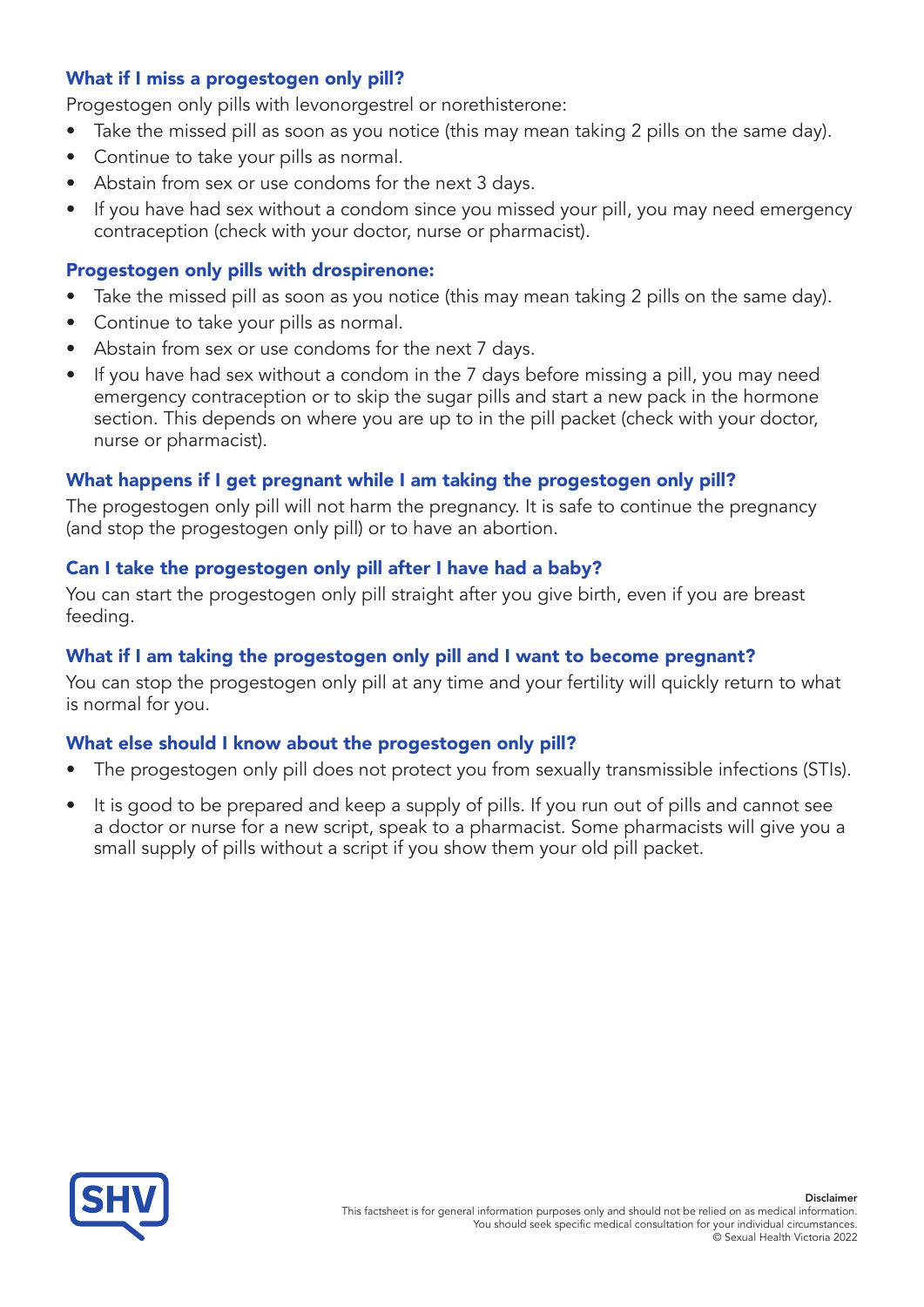## What if I miss a progestogen only pill?

Progestogen only pills with levonorgestrel or norethisterone:

- Take the missed pill as soon as you notice (this may mean taking 2 pills on the same day).
- Continue to take your pills as normal.
- Abstain from sex or use condoms for the next 3 days.
- If you have had sex without a condom since you missed your pill, you may need emergency contraception (check with your doctor, nurse or pharmacist).

## Progestogen only pills with drospirenone:

- Take the missed pill as soon as you notice (this may mean taking 2 pills on the same day).
- Continue to take your pills as normal.
- Abstain from sex or use condoms for the next 7 days.
- If you have had sex without a condom in the 7 days before missing a pill, you may need emergency contraception or to skip the sugar pills and start a new pack in the hormone section. This depends on where you are up to in the pill packet (check with your doctor, nurse or pharmacist).

## What happens if I get pregnant while I am taking the progestogen only pill?

The progestogen only pill will not harm the pregnancy. It is safe to continue the pregnancy (and stop the progestogen only pill) or to have an abortion.

## Can I take the progestogen only pill after I have had a baby?

You can start the progestogen only pill straight after you give birth, even if you are breast feeding.

## What if I am taking the progestogen only pill and I want to become pregnant?

You can stop the progestogen only pill at any time and your fertility will quickly return to what is normal for you.

## What else should I know about the progestogen only pill?

- The progestogen only pill does not protect you from sexually transmissible infections (STIs).
- It is good to be prepared and keep a supply of pills. If you run out of pills and cannot see a doctor or nurse for a new script, speak to a pharmacist. Some pharmacists will give you a small supply of pills without a script if you show them your old pill packet.

SHV

**Disclaimer**
This factsheet is for general information purposes only and should not be relied on as medical information.
You should seek specific medical consultation for your individual circumstances.
© Sexual Health Victoria 2022